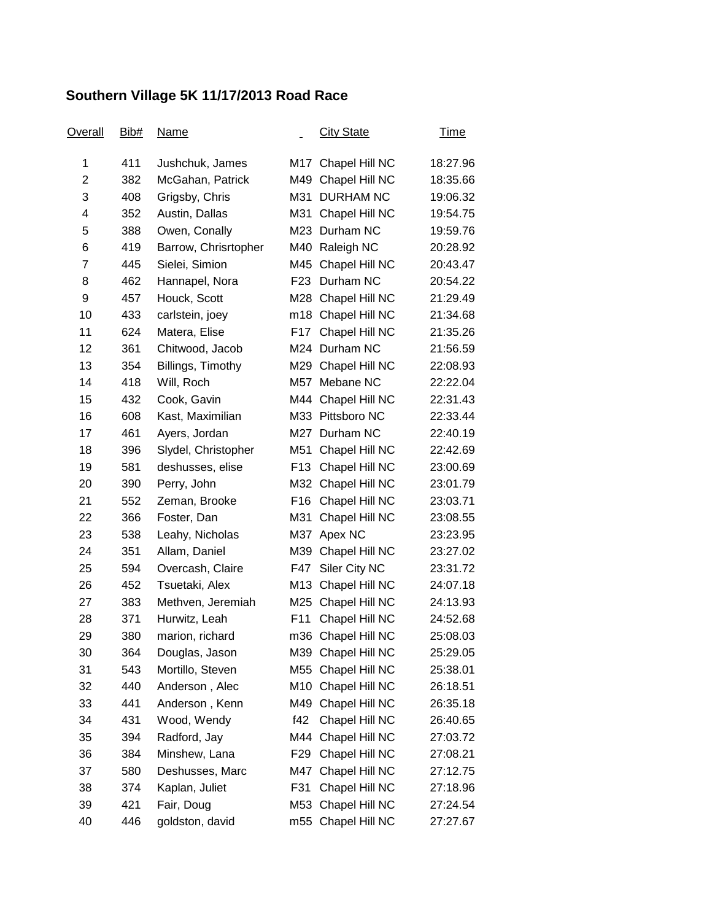# Southern Village 5K 11/17/2013 Road Race

| Overall | Bib# | Name | | City State | Time |
|---|---|---|---|---|---|
| 1 | 411 | Jushchuk, James | M17 | Chapel Hill NC | 18:27.96 |
| 2 | 382 | McGahan, Patrick | M49 | Chapel Hill NC | 18:35.66 |
| 3 | 408 | Grigsby, Chris | M31 | DURHAM NC | 19:06.32 |
| 4 | 352 | Austin, Dallas | M31 | Chapel Hill NC | 19:54.75 |
| 5 | 388 | Owen, Conally | M23 | Durham NC | 19:59.76 |
| 6 | 419 | Barrow, Chrisrtopher | M40 | Raleigh NC | 20:28.92 |
| 7 | 445 | Sielei, Simion | M45 | Chapel Hill NC | 20:43.47 |
| 8 | 462 | Hannapel, Nora | F23 | Durham NC | 20:54.22 |
| 9 | 457 | Houck, Scott | M28 | Chapel Hill NC | 21:29.49 |
| 10 | 433 | carlstein, joey | m18 | Chapel Hill NC | 21:34.68 |
| 11 | 624 | Matera, Elise | F17 | Chapel Hill NC | 21:35.26 |
| 12 | 361 | Chitwood, Jacob | M24 | Durham NC | 21:56.59 |
| 13 | 354 | Billings, Timothy | M29 | Chapel Hill NC | 22:08.93 |
| 14 | 418 | Will, Roch | M57 | Mebane NC | 22:22.04 |
| 15 | 432 | Cook, Gavin | M44 | Chapel Hill NC | 22:31.43 |
| 16 | 608 | Kast, Maximilian | M33 | Pittsboro NC | 22:33.44 |
| 17 | 461 | Ayers, Jordan | M27 | Durham NC | 22:40.19 |
| 18 | 396 | Slydel, Christopher | M51 | Chapel Hill NC | 22:42.69 |
| 19 | 581 | deshusses, elise | F13 | Chapel Hill NC | 23:00.69 |
| 20 | 390 | Perry, John | M32 | Chapel Hill NC | 23:01.79 |
| 21 | 552 | Zeman, Brooke | F16 | Chapel Hill NC | 23:03.71 |
| 22 | 366 | Foster, Dan | M31 | Chapel Hill NC | 23:08.55 |
| 23 | 538 | Leahy, Nicholas | M37 | Apex NC | 23:23.95 |
| 24 | 351 | Allam, Daniel | M39 | Chapel Hill NC | 23:27.02 |
| 25 | 594 | Overcash, Claire | F47 | Siler City NC | 23:31.72 |
| 26 | 452 | Tsuetaki, Alex | M13 | Chapel Hill NC | 24:07.18 |
| 27 | 383 | Methven, Jeremiah | M25 | Chapel Hill NC | 24:13.93 |
| 28 | 371 | Hurwitz, Leah | F11 | Chapel Hill NC | 24:52.68 |
| 29 | 380 | marion, richard | m36 | Chapel Hill NC | 25:08.03 |
| 30 | 364 | Douglas, Jason | M39 | Chapel Hill NC | 25:29.05 |
| 31 | 543 | Mortillo, Steven | M55 | Chapel Hill NC | 25:38.01 |
| 32 | 440 | Anderson , Alec | M10 | Chapel Hill NC | 26:18.51 |
| 33 | 441 | Anderson , Kenn | M49 | Chapel Hill NC | 26:35.18 |
| 34 | 431 | Wood, Wendy | f42 | Chapel Hill NC | 26:40.65 |
| 35 | 394 | Radford, Jay | M44 | Chapel Hill NC | 27:03.72 |
| 36 | 384 | Minshew, Lana | F29 | Chapel Hill NC | 27:08.21 |
| 37 | 580 | Deshusses, Marc | M47 | Chapel Hill NC | 27:12.75 |
| 38 | 374 | Kaplan, Juliet | F31 | Chapel Hill NC | 27:18.96 |
| 39 | 421 | Fair, Doug | M53 | Chapel Hill NC | 27:24.54 |
| 40 | 446 | goldston, david | m55 | Chapel Hill NC | 27:27.67 |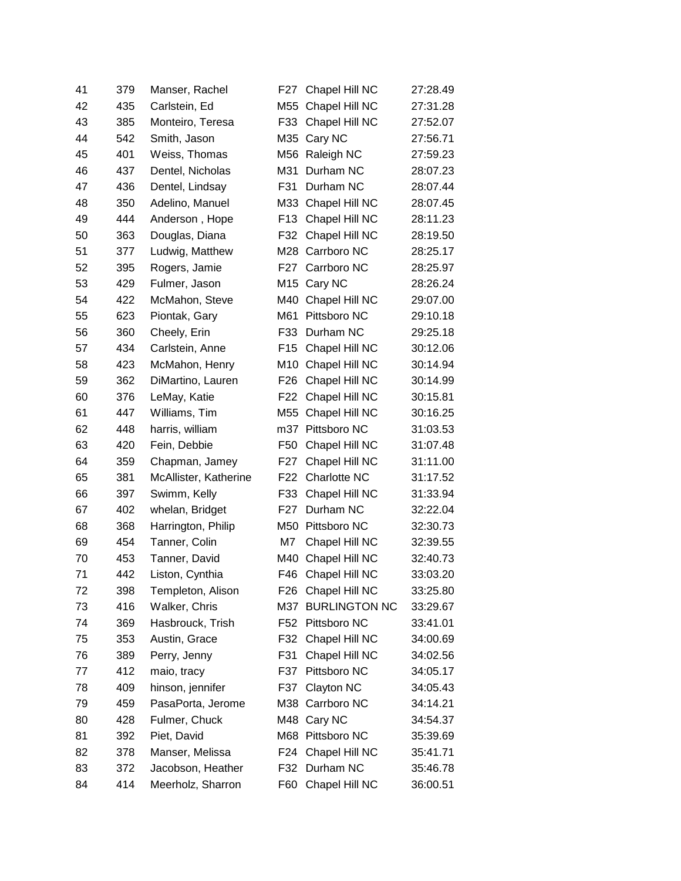| | | | | | |
|---|---|---|---|---|---|
| 41 | 379 | Manser, Rachel | F27 | Chapel Hill NC | 27:28.49 |
| 42 | 435 | Carlstein, Ed | M55 | Chapel Hill NC | 27:31.28 |
| 43 | 385 | Monteiro, Teresa | F33 | Chapel Hill NC | 27:52.07 |
| 44 | 542 | Smith, Jason | M35 | Cary NC | 27:56.71 |
| 45 | 401 | Weiss, Thomas | M56 | Raleigh NC | 27:59.23 |
| 46 | 437 | Dentel, Nicholas | M31 | Durham NC | 28:07.23 |
| 47 | 436 | Dentel, Lindsay | F31 | Durham NC | 28:07.44 |
| 48 | 350 | Adelino, Manuel | M33 | Chapel Hill NC | 28:07.45 |
| 49 | 444 | Anderson , Hope | F13 | Chapel Hill NC | 28:11.23 |
| 50 | 363 | Douglas, Diana | F32 | Chapel Hill NC | 28:19.50 |
| 51 | 377 | Ludwig, Matthew | M28 | Carrboro NC | 28:25.17 |
| 52 | 395 | Rogers, Jamie | F27 | Carrboro NC | 28:25.97 |
| 53 | 429 | Fulmer, Jason | M15 | Cary NC | 28:26.24 |
| 54 | 422 | McMahon, Steve | M40 | Chapel Hill NC | 29:07.00 |
| 55 | 623 | Piontak, Gary | M61 | Pittsboro NC | 29:10.18 |
| 56 | 360 | Cheely, Erin | F33 | Durham NC | 29:25.18 |
| 57 | 434 | Carlstein, Anne | F15 | Chapel Hill NC | 30:12.06 |
| 58 | 423 | McMahon, Henry | M10 | Chapel Hill NC | 30:14.94 |
| 59 | 362 | DiMartino, Lauren | F26 | Chapel Hill NC | 30:14.99 |
| 60 | 376 | LeMay, Katie | F22 | Chapel Hill NC | 30:15.81 |
| 61 | 447 | Williams, Tim | M55 | Chapel Hill NC | 30:16.25 |
| 62 | 448 | harris, william | m37 | Pittsboro NC | 31:03.53 |
| 63 | 420 | Fein, Debbie | F50 | Chapel Hill NC | 31:07.48 |
| 64 | 359 | Chapman, Jamey | F27 | Chapel Hill NC | 31:11.00 |
| 65 | 381 | McAllister, Katherine | F22 | Charlotte NC | 31:17.52 |
| 66 | 397 | Swimm, Kelly | F33 | Chapel Hill NC | 31:33.94 |
| 67 | 402 | whelan, Bridget | F27 | Durham NC | 32:22.04 |
| 68 | 368 | Harrington, Philip | M50 | Pittsboro NC | 32:30.73 |
| 69 | 454 | Tanner, Colin | M7 | Chapel Hill NC | 32:39.55 |
| 70 | 453 | Tanner, David | M40 | Chapel Hill NC | 32:40.73 |
| 71 | 442 | Liston, Cynthia | F46 | Chapel Hill NC | 33:03.20 |
| 72 | 398 | Templeton, Alison | F26 | Chapel Hill NC | 33:25.80 |
| 73 | 416 | Walker, Chris | M37 | BURLINGTON NC | 33:29.67 |
| 74 | 369 | Hasbrouck, Trish | F52 | Pittsboro NC | 33:41.01 |
| 75 | 353 | Austin, Grace | F32 | Chapel Hill NC | 34:00.69 |
| 76 | 389 | Perry, Jenny | F31 | Chapel Hill NC | 34:02.56 |
| 77 | 412 | maio, tracy | F37 | Pittsboro NC | 34:05.17 |
| 78 | 409 | hinson, jennifer | F37 | Clayton NC | 34:05.43 |
| 79 | 459 | PasaPorta, Jerome | M38 | Carrboro NC | 34:14.21 |
| 80 | 428 | Fulmer, Chuck | M48 | Cary NC | 34:54.37 |
| 81 | 392 | Piet, David | M68 | Pittsboro NC | 35:39.69 |
| 82 | 378 | Manser, Melissa | F24 | Chapel Hill NC | 35:41.71 |
| 83 | 372 | Jacobson, Heather | F32 | Durham NC | 35:46.78 |
| 84 | 414 | Meerholz, Sharron | F60 | Chapel Hill NC | 36:00.51 |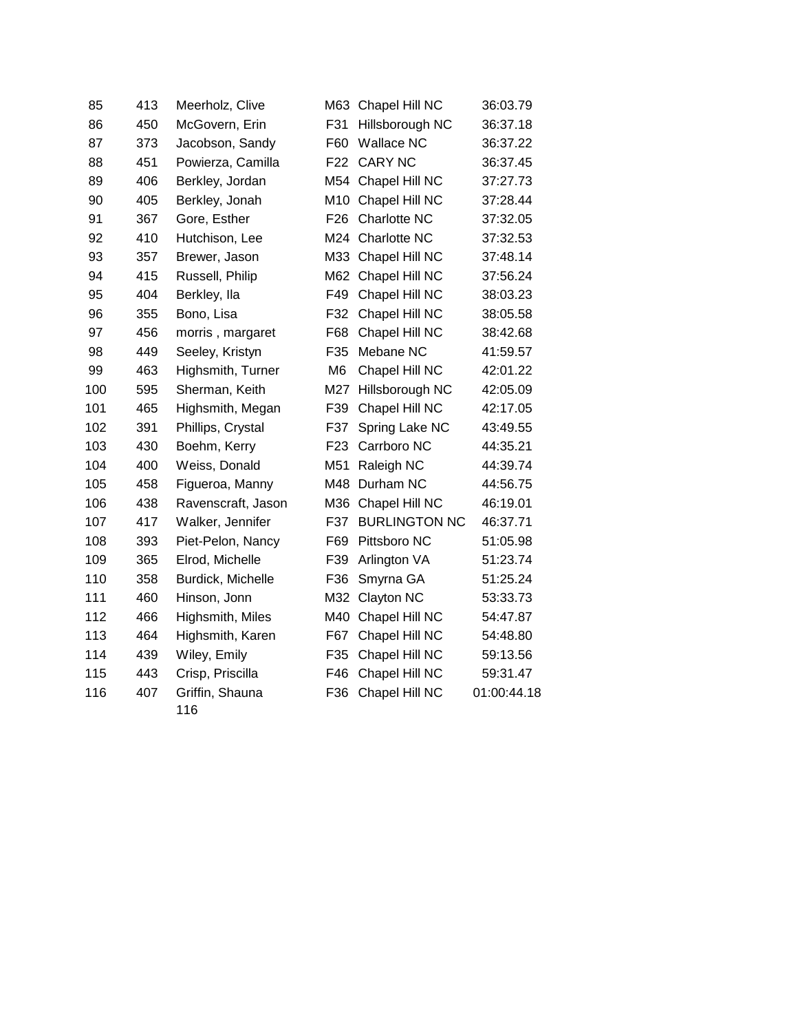| | | | | | |
|---|---|---|---|---|---|
| 85 | 413 | Meerholz, Clive | M63 | Chapel Hill NC | 36:03.79 |
| 86 | 450 | McGovern, Erin | F31 | Hillsborough NC | 36:37.18 |
| 87 | 373 | Jacobson, Sandy | F60 | Wallace NC | 36:37.22 |
| 88 | 451 | Powierza, Camilla | F22 | CARY NC | 36:37.45 |
| 89 | 406 | Berkley, Jordan | M54 | Chapel Hill NC | 37:27.73 |
| 90 | 405 | Berkley, Jonah | M10 | Chapel Hill NC | 37:28.44 |
| 91 | 367 | Gore, Esther | F26 | Charlotte NC | 37:32.05 |
| 92 | 410 | Hutchison, Lee | M24 | Charlotte NC | 37:32.53 |
| 93 | 357 | Brewer, Jason | M33 | Chapel Hill NC | 37:48.14 |
| 94 | 415 | Russell, Philip | M62 | Chapel Hill NC | 37:56.24 |
| 95 | 404 | Berkley, Ila | F49 | Chapel Hill NC | 38:03.23 |
| 96 | 355 | Bono, Lisa | F32 | Chapel Hill NC | 38:05.58 |
| 97 | 456 | morris , margaret | F68 | Chapel Hill NC | 38:42.68 |
| 98 | 449 | Seeley, Kristyn | F35 | Mebane NC | 41:59.57 |
| 99 | 463 | Highsmith, Turner | M6 | Chapel Hill NC | 42:01.22 |
| 100 | 595 | Sherman, Keith | M27 | Hillsborough NC | 42:05.09 |
| 101 | 465 | Highsmith, Megan | F39 | Chapel Hill NC | 42:17.05 |
| 102 | 391 | Phillips, Crystal | F37 | Spring Lake NC | 43:49.55 |
| 103 | 430 | Boehm, Kerry | F23 | Carrboro NC | 44:35.21 |
| 104 | 400 | Weiss, Donald | M51 | Raleigh NC | 44:39.74 |
| 105 | 458 | Figueroa, Manny | M48 | Durham NC | 44:56.75 |
| 106 | 438 | Ravenscraft, Jason | M36 | Chapel Hill NC | 46:19.01 |
| 107 | 417 | Walker, Jennifer | F37 | BURLINGTON NC | 46:37.71 |
| 108 | 393 | Piet-Pelon, Nancy | F69 | Pittsboro NC | 51:05.98 |
| 109 | 365 | Elrod, Michelle | F39 | Arlington VA | 51:23.74 |
| 110 | 358 | Burdick, Michelle | F36 | Smyrna GA | 51:25.24 |
| 111 | 460 | Hinson, Jonn | M32 | Clayton NC | 53:33.73 |
| 112 | 466 | Highsmith, Miles | M40 | Chapel Hill NC | 54:47.87 |
| 113 | 464 | Highsmith, Karen | F67 | Chapel Hill NC | 54:48.80 |
| 114 | 439 | Wiley, Emily | F35 | Chapel Hill NC | 59:13.56 |
| 115 | 443 | Crisp, Priscilla | F46 | Chapel Hill NC | 59:31.47 |
| 116 | 407 | Griffin, Shauna | F36 | Chapel Hill NC | 01:00:44.18 |
| | | 116 | | | |